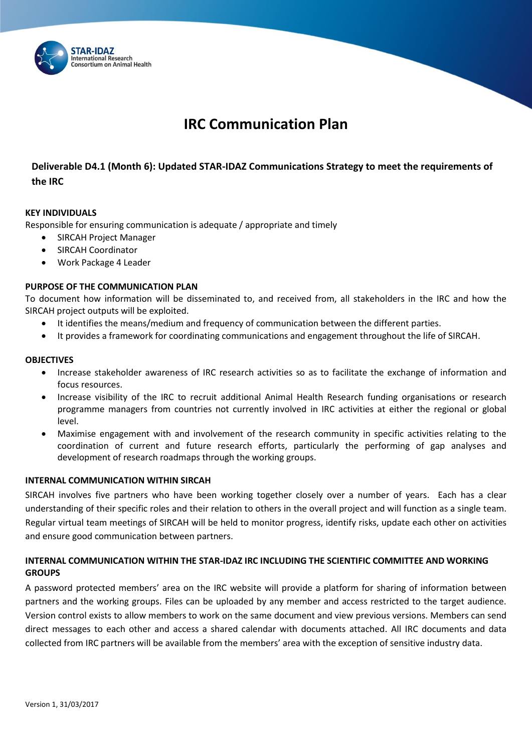# IRC Communication Plan

## Deliverable D4.1 (Month 6): Updated STAR-IDAZ Communications Strategy to meet the requirements of the IRC

### KEY INDIVIDUALS

Responsible for ensuring communication is adequate / appropriate and timely

- SIRCAH Project Manager
- SIRCAH Coordinator
- Work Package 4 Leader

### PURPOSE OF THE COMMUNICATION PLAN

To document how information will be disseminated to, and received from, all stakeholders in the IRC and how the SIRCAH project outputs will be exploited.

- It identifies the means/medium and frequency of communication between the different parties.
- It provides a framework for coordinating communications and engagement throughout the life of SIRCAH.

### OBJECTIVES

- Increase stakeholder awareness of IRC research activities so as to facilitate the exchange of information and focus resources.
- Increase visibility of the IRC to recruit additional Animal Health Research funding organisations or research programme managers from countries not currently involved in IRC activities at either the regional or global level.
- Maximise engagement with and involvement of the research community in specific activities relating to the coordination of current and future research efforts, particularly the performing of gap analyses and development of research roadmaps through the working groups.

### INTERNAL COMMUNICATION WITHIN SIRCAH

SIRCAH involves five partners who have been working together closely over a number of years. Each has a clear understanding of their specific roles and their relation to others in the overall project and will function as a single team. Regular virtual team meetings of SIRCAH will be held to monitor progress, identify risks, update each other on activities and ensure good communication between partners.

### INTERNAL COMMUNICATION WITHIN THE STAR-IDAZ IRC INCLUDING THE SCIENTIFIC COMMITTEE AND WORKING GROUPS

A password protected members' area on the IRC website will provide a platform for sharing of information between partners and the working groups. Files can be uploaded by any member and access restricted to the target audience. Version control exists to allow members to work on the same document and view previous versions. Members can send direct messages to each other and access a shared calendar with documents attached. All IRC documents and data collected from IRC partners will be available from the members' area with the exception of sensitive industry data.

Version 1, 31/03/2017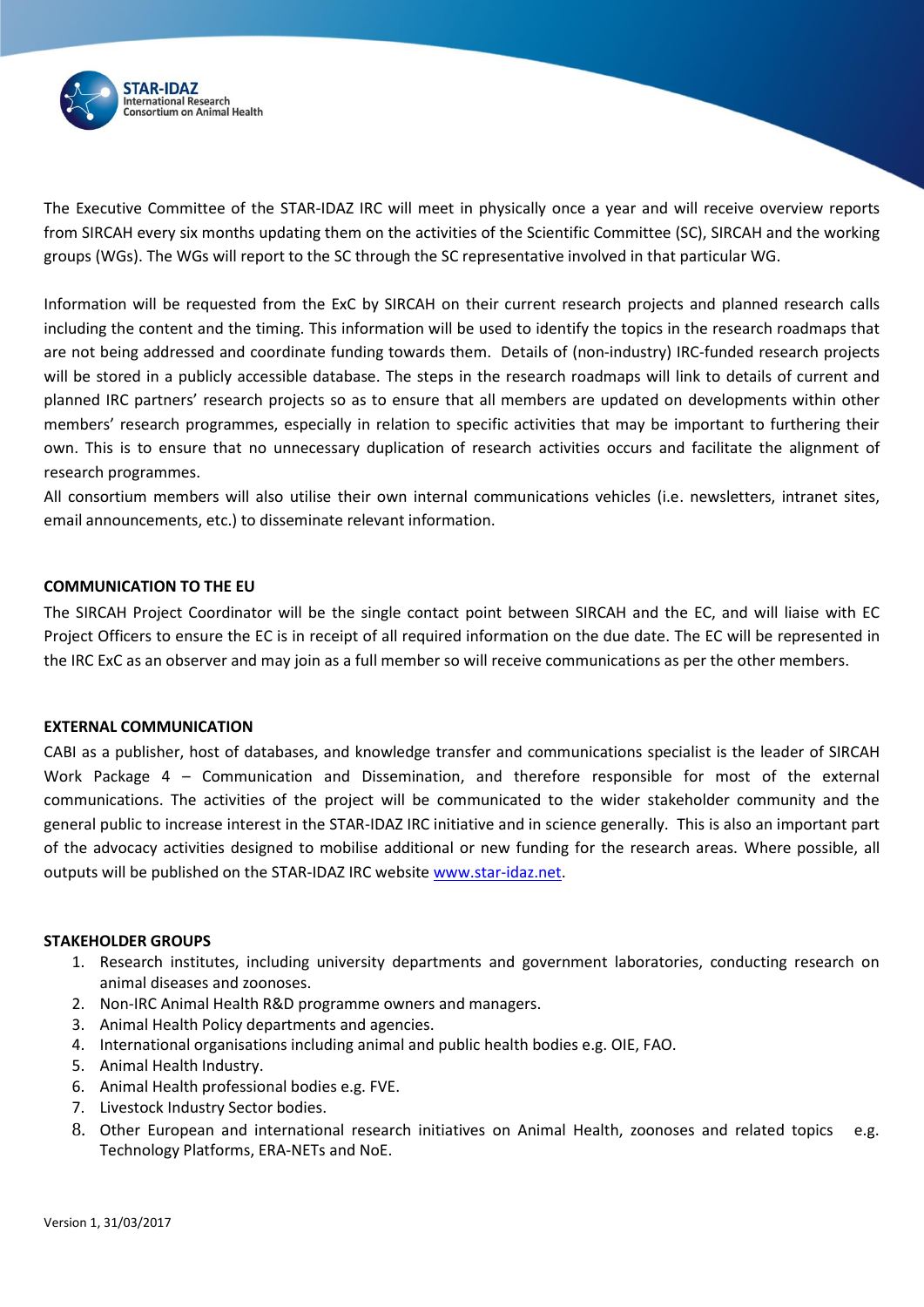The Executive Committee of the STAR-IDAZ IRC will meet in physically once a year and will receive overview reports from SIRCAH every six months updating them on the activities of the Scientific Committee (SC), SIRCAH and the working groups (WGs). The WGs will report to the SC through the SC representative involved in that particular WG.

Information will be requested from the ExC by SIRCAH on their current research projects and planned research calls including the content and the timing. This information will be used to identify the topics in the research roadmaps that are not being addressed and coordinate funding towards them. Details of (non-industry) IRC-funded research projects will be stored in a publicly accessible database. The steps in the research roadmaps will link to details of current and planned IRC partners' research projects so as to ensure that all members are updated on developments within other members' research programmes, especially in relation to specific activities that may be important to furthering their own. This is to ensure that no unnecessary duplication of research activities occurs and facilitate the alignment of research programmes.
All consortium members will also utilise their own internal communications vehicles (i.e. newsletters, intranet sites, email announcements, etc.) to disseminate relevant information.

## COMMUNICATION TO THE EU

The SIRCAH Project Coordinator will be the single contact point between SIRCAH and the EC, and will liaise with EC Project Officers to ensure the EC is in receipt of all required information on the due date. The EC will be represented in the IRC ExC as an observer and may join as a full member so will receive communications as per the other members.

## EXTERNAL COMMUNICATION

CABI as a publisher, host of databases, and knowledge transfer and communications specialist is the leader of SIRCAH Work Package 4 – Communication and Dissemination, and therefore responsible for most of the external communications. The activities of the project will be communicated to the wider stakeholder community and the general public to increase interest in the STAR-IDAZ IRC initiative and in science generally. This is also an important part of the advocacy activities designed to mobilise additional or new funding for the research areas. Where possible, all outputs will be published on the STAR-IDAZ IRC website www.star-idaz.net.

## STAKEHOLDER GROUPS

1. Research institutes, including university departments and government laboratories, conducting research on animal diseases and zoonoses.
2. Non-IRC Animal Health R&D programme owners and managers.
3. Animal Health Policy departments and agencies.
4. International organisations including animal and public health bodies e.g. OIE, FAO.
5. Animal Health Industry.
6. Animal Health professional bodies e.g. FVE.
7. Livestock Industry Sector bodies.
8. Other European and international research initiatives on Animal Health, zoonoses and related topics e.g. Technology Platforms, ERA-NETs and NoE.

Version 1, 31/03/2017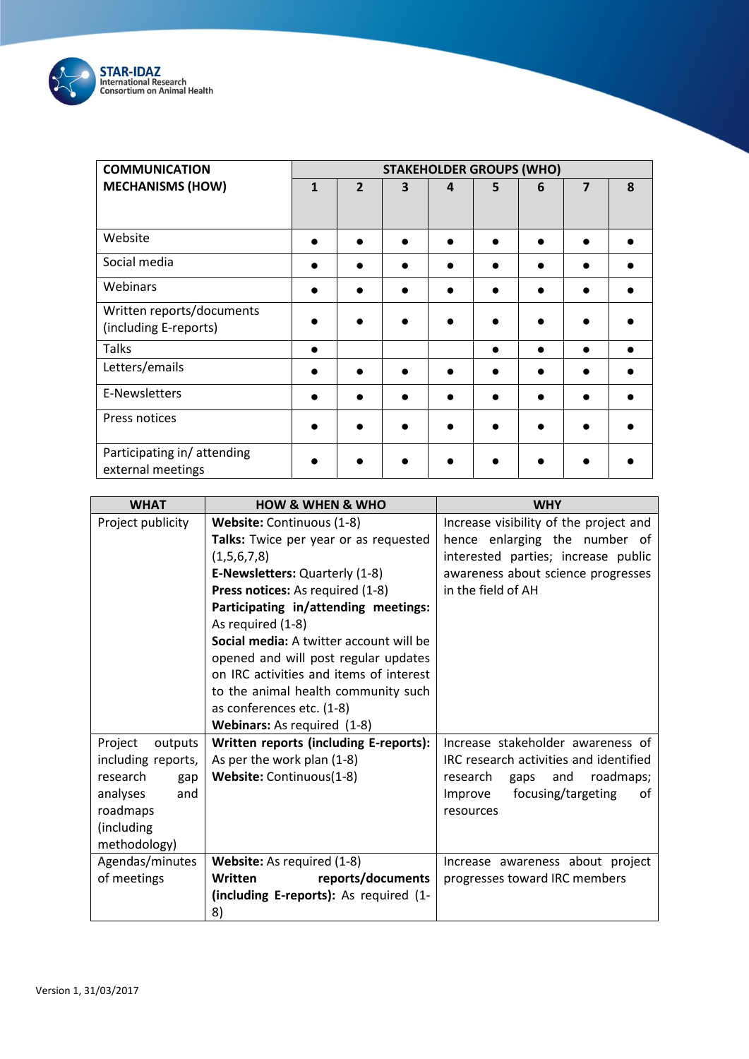| COMMUNICATION MECHANISMS (HOW) | STAKEHOLDER GROUPS (WHO) | | | | | | | |
|---|---|---|---|---|---|---|---|---|
| | 1 | 2 | 3 | 4 | 5 | 6 | 7 | 8 |
| Website | ● | ● | ● | ● | ● | ● | ● | ● |
| Social media | ● | ● | ● | ● | ● | ● | ● | ● |
| Webinars | ● | ● | ● | ● | ● | ● | ● | ● |
| Written reports/documents (including E-reports) | ● | ● | ● | ● | ● | ● | ● | ● |
| Talks | ● | | | | ● | ● | ● | ● |
| Letters/emails | ● | ● | ● | ● | ● | ● | ● | ● |
| E-Newsletters | ● | ● | ● | ● | ● | ● | ● | ● |
| Press notices | ● | ● | ● | ● | ● | ● | ● | ● |
| Participating in/ attending external meetings | ● | ● | ● | ● | ● | ● | ● | ● |

| WHAT | HOW & WHEN & WHO | WHY |
|---|---|---|
| Project publicity | **Website:** Continuous (1-8)<br>**Talks:** Twice per year or as requested (1,5,6,7,8)<br>**E-Newsletters:** Quarterly (1-8)<br>**Press notices:** As required (1-8)<br>**Participating in/attending meetings:** As required (1-8)<br>**Social media:** A twitter account will be opened and will post regular updates on IRC activities and items of interest to the animal health community such as conferences etc. (1-8)<br>**Webinars:** As required (1-8) | Increase visibility of the project and hence enlarging the number of interested parties; increase public awareness about science progresses in the field of AH |
| Project outputs including reports, research gap analyses and roadmaps (including methodology) | **Written reports (including E-reports):** As per the work plan (1-8)<br>**Website:** Continuous(1-8) | Increase stakeholder awareness of IRC research activities and identified research gaps and roadmaps; Improve focusing/targeting of resources |
| Agendas/minutes of meetings | **Website:** As required (1-8)<br>**Written reports/documents (including E-reports):** As required (1-8) | Increase awareness about project progresses toward IRC members |

Version 1, 31/03/2017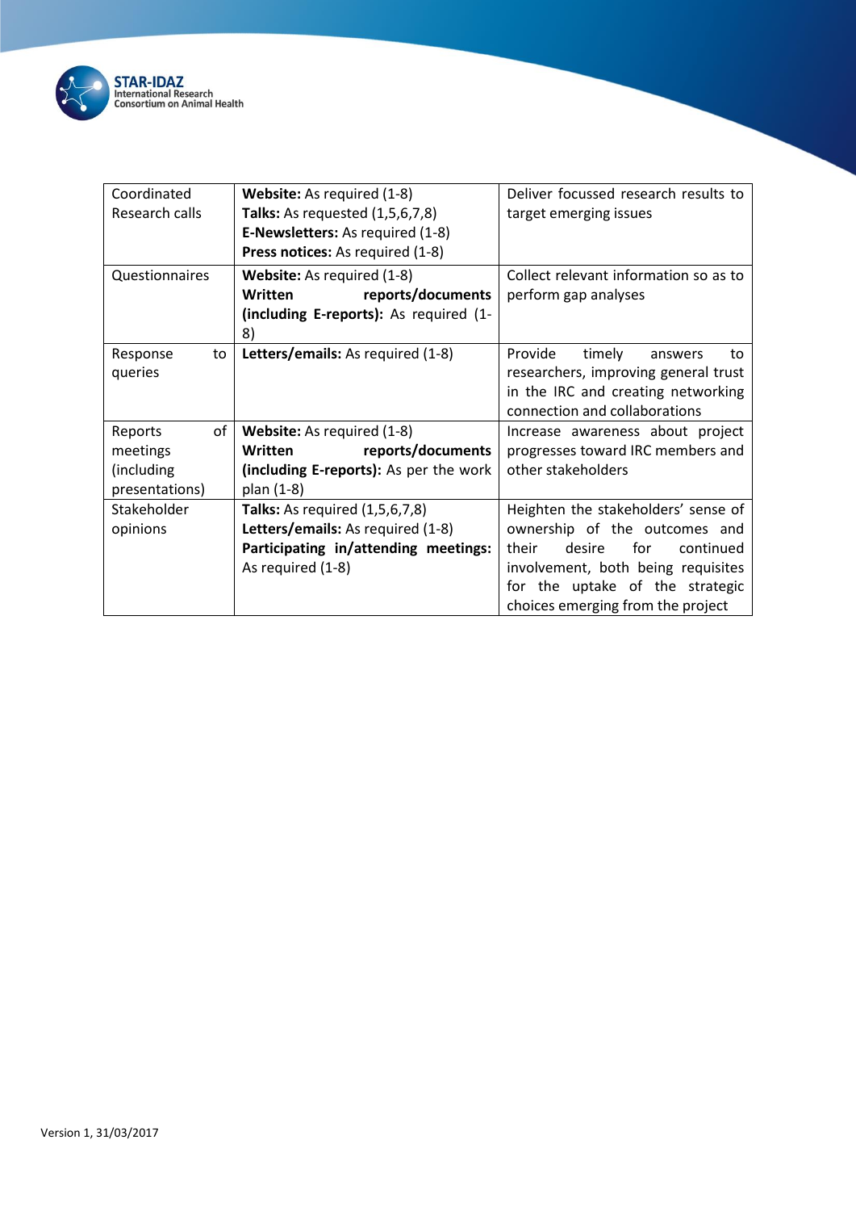| | | |
|---|---|---|
| Coordinated Research calls | **Website:** As required (1-8)<br>**Talks:** As requested (1,5,6,7,8)<br>**E-Newsletters:** As required (1-8)<br>**Press notices:** As required (1-8) | Deliver focussed research results to target emerging issues |
| Questionnaires | **Website:** As required (1-8)<br>**Written reports/documents (including E-reports):** As required (1-8) | Collect relevant information so as to perform gap analyses |
| Response to queries | **Letters/emails:** As required (1-8) | Provide timely answers to researchers, improving general trust in the IRC and creating networking connection and collaborations |
| Reports of meetings (including presentations) | **Website:** As required (1-8)<br>**Written reports/documents (including E-reports):** As per the work plan (1-8) | Increase awareness about project progresses toward IRC members and other stakeholders |
| Stakeholder opinions | **Talks:** As required (1,5,6,7,8)<br>**Letters/emails:** As required (1-8)<br>**Participating in/attending meetings:** As required (1-8) | Heighten the stakeholders' sense of ownership of the outcomes and their desire for continued involvement, both being requisites for the uptake of the strategic choices emerging from the project |